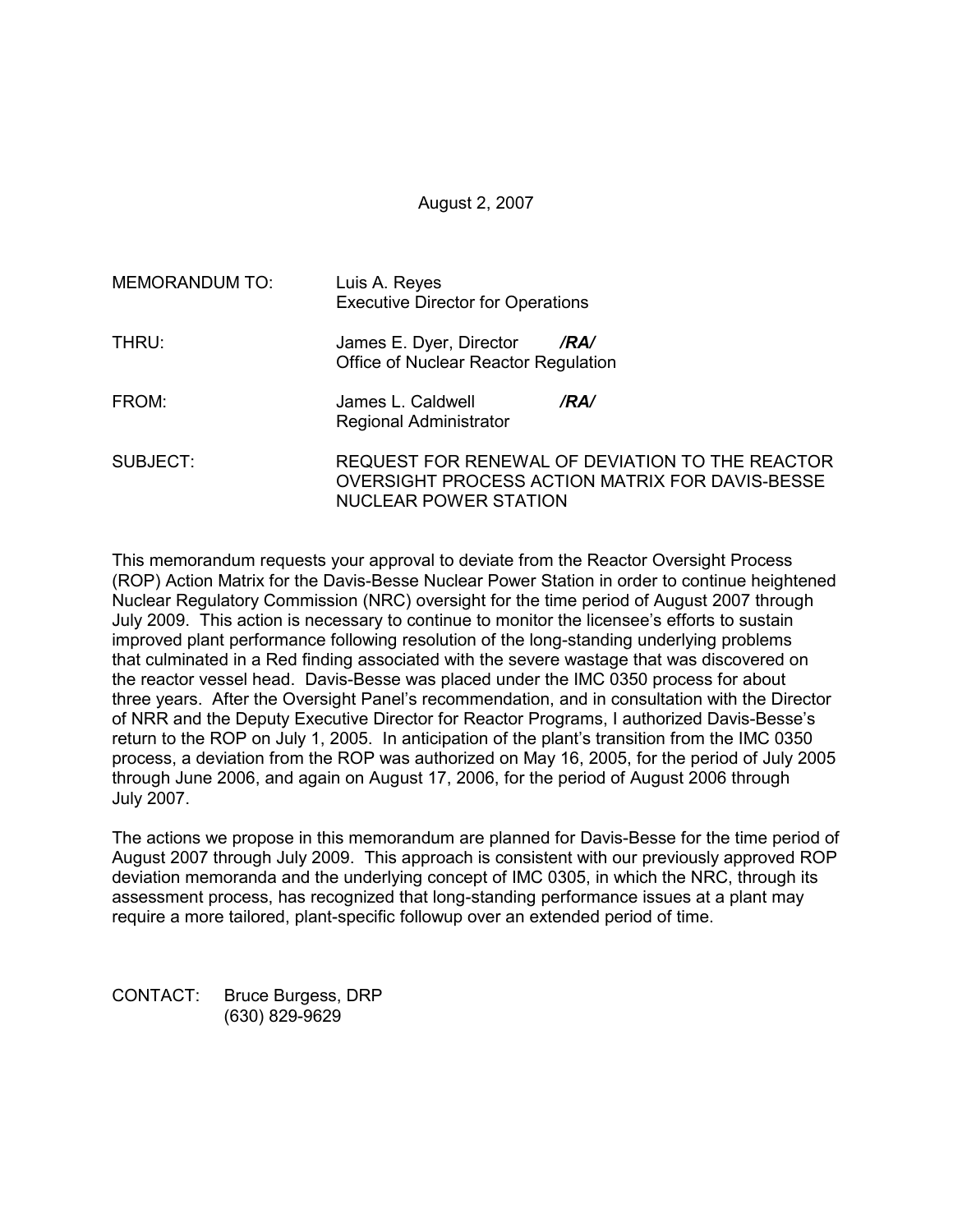August 2, 2007

MEMORANDUM TO: Luis A. Reyes
Executive Director for Operations

THRU: James E. Dyer, Director */RA/*
Office of Nuclear Reactor Regulation

FROM: James L. Caldwell */RA/*
Regional Administrator

SUBJECT: REQUEST FOR RENEWAL OF DEVIATION TO THE REACTOR OVERSIGHT PROCESS ACTION MATRIX FOR DAVIS-BESSE NUCLEAR POWER STATION

This memorandum requests your approval to deviate from the Reactor Oversight Process (ROP) Action Matrix for the Davis-Besse Nuclear Power Station in order to continue heightened Nuclear Regulatory Commission (NRC) oversight for the time period of August 2007 through July 2009. This action is necessary to continue to monitor the licensee's efforts to sustain improved plant performance following resolution of the long-standing underlying problems that culminated in a Red finding associated with the severe wastage that was discovered on the reactor vessel head. Davis-Besse was placed under the IMC 0350 process for about three years. After the Oversight Panel's recommendation, and in consultation with the Director of NRR and the Deputy Executive Director for Reactor Programs, I authorized Davis-Besse's return to the ROP on July 1, 2005. In anticipation of the plant's transition from the IMC 0350 process, a deviation from the ROP was authorized on May 16, 2005, for the period of July 2005 through June 2006, and again on August 17, 2006, for the period of August 2006 through July 2007.

The actions we propose in this memorandum are planned for Davis-Besse for the time period of August 2007 through July 2009. This approach is consistent with our previously approved ROP deviation memoranda and the underlying concept of IMC 0305, in which the NRC, through its assessment process, has recognized that long-standing performance issues at a plant may require a more tailored, plant-specific followup over an extended period of time.

CONTACT: Bruce Burgess, DRP
(630) 829-9629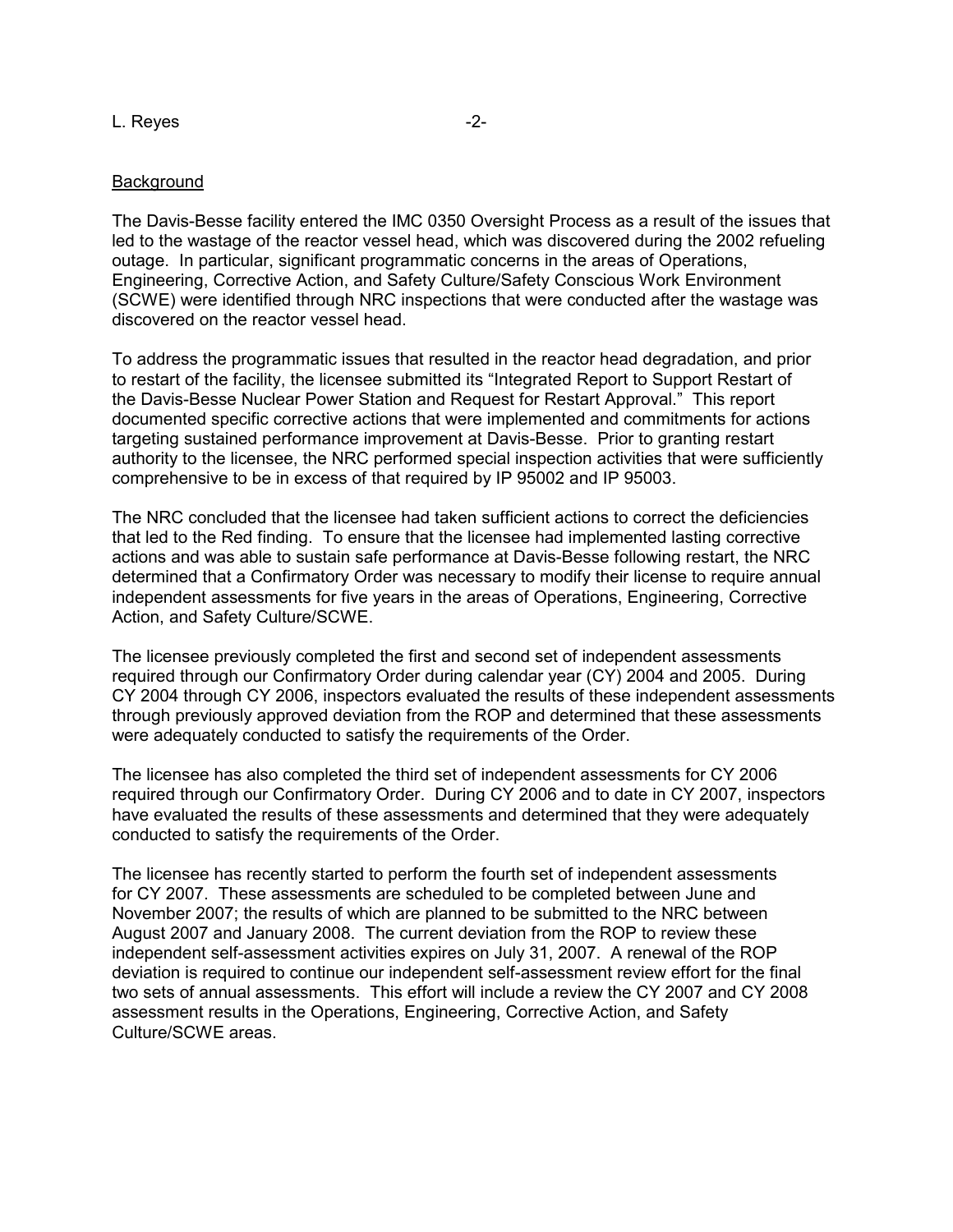Background

The Davis-Besse facility entered the IMC 0350 Oversight Process as a result of the issues that led to the wastage of the reactor vessel head, which was discovered during the 2002 refueling outage. In particular, significant programmatic concerns in the areas of Operations, Engineering, Corrective Action, and Safety Culture/Safety Conscious Work Environment (SCWE) were identified through NRC inspections that were conducted after the wastage was discovered on the reactor vessel head.

To address the programmatic issues that resulted in the reactor head degradation, and prior to restart of the facility, the licensee submitted its "Integrated Report to Support Restart of the Davis-Besse Nuclear Power Station and Request for Restart Approval." This report documented specific corrective actions that were implemented and commitments for actions targeting sustained performance improvement at Davis-Besse. Prior to granting restart authority to the licensee, the NRC performed special inspection activities that were sufficiently comprehensive to be in excess of that required by IP 95002 and IP 95003.

The NRC concluded that the licensee had taken sufficient actions to correct the deficiencies that led to the Red finding. To ensure that the licensee had implemented lasting corrective actions and was able to sustain safe performance at Davis-Besse following restart, the NRC determined that a Confirmatory Order was necessary to modify their license to require annual independent assessments for five years in the areas of Operations, Engineering, Corrective Action, and Safety Culture/SCWE.

The licensee previously completed the first and second set of independent assessments required through our Confirmatory Order during calendar year (CY) 2004 and 2005. During CY 2004 through CY 2006, inspectors evaluated the results of these independent assessments through previously approved deviation from the ROP and determined that these assessments were adequately conducted to satisfy the requirements of the Order.

The licensee has also completed the third set of independent assessments for CY 2006 required through our Confirmatory Order. During CY 2006 and to date in CY 2007, inspectors have evaluated the results of these assessments and determined that they were adequately conducted to satisfy the requirements of the Order.

The licensee has recently started to perform the fourth set of independent assessments for CY 2007. These assessments are scheduled to be completed between June and November 2007; the results of which are planned to be submitted to the NRC between August 2007 and January 2008. The current deviation from the ROP to review these independent self-assessment activities expires on July 31, 2007. A renewal of the ROP deviation is required to continue our independent self-assessment review effort for the final two sets of annual assessments. This effort will include a review the CY 2007 and CY 2008 assessment results in the Operations, Engineering, Corrective Action, and Safety Culture/SCWE areas.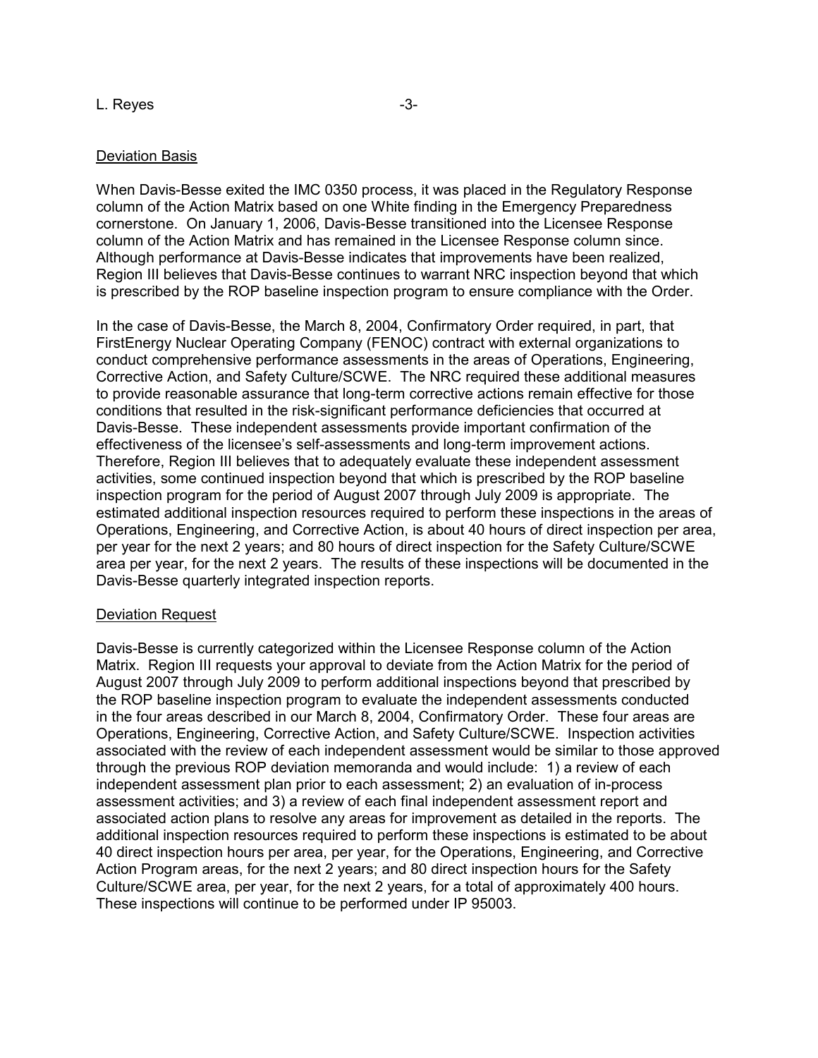Deviation Basis

When Davis-Besse exited the IMC 0350 process, it was placed in the Regulatory Response column of the Action Matrix based on one White finding in the Emergency Preparedness cornerstone. On January 1, 2006, Davis-Besse transitioned into the Licensee Response column of the Action Matrix and has remained in the Licensee Response column since. Although performance at Davis-Besse indicates that improvements have been realized, Region III believes that Davis-Besse continues to warrant NRC inspection beyond that which is prescribed by the ROP baseline inspection program to ensure compliance with the Order.

In the case of Davis-Besse, the March 8, 2004, Confirmatory Order required, in part, that FirstEnergy Nuclear Operating Company (FENOC) contract with external organizations to conduct comprehensive performance assessments in the areas of Operations, Engineering, Corrective Action, and Safety Culture/SCWE. The NRC required these additional measures to provide reasonable assurance that long-term corrective actions remain effective for those conditions that resulted in the risk-significant performance deficiencies that occurred at Davis-Besse. These independent assessments provide important confirmation of the effectiveness of the licensee's self-assessments and long-term improvement actions. Therefore, Region III believes that to adequately evaluate these independent assessment activities, some continued inspection beyond that which is prescribed by the ROP baseline inspection program for the period of August 2007 through July 2009 is appropriate. The estimated additional inspection resources required to perform these inspections in the areas of Operations, Engineering, and Corrective Action, is about 40 hours of direct inspection per area, per year for the next 2 years; and 80 hours of direct inspection for the Safety Culture/SCWE area per year, for the next 2 years. The results of these inspections will be documented in the Davis-Besse quarterly integrated inspection reports.

Deviation Request

Davis-Besse is currently categorized within the Licensee Response column of the Action Matrix. Region III requests your approval to deviate from the Action Matrix for the period of August 2007 through July 2009 to perform additional inspections beyond that prescribed by the ROP baseline inspection program to evaluate the independent assessments conducted in the four areas described in our March 8, 2004, Confirmatory Order. These four areas are Operations, Engineering, Corrective Action, and Safety Culture/SCWE. Inspection activities associated with the review of each independent assessment would be similar to those approved through the previous ROP deviation memoranda and would include: 1) a review of each independent assessment plan prior to each assessment; 2) an evaluation of in-process assessment activities; and 3) a review of each final independent assessment report and associated action plans to resolve any areas for improvement as detailed in the reports. The additional inspection resources required to perform these inspections is estimated to be about 40 direct inspection hours per area, per year, for the Operations, Engineering, and Corrective Action Program areas, for the next 2 years; and 80 direct inspection hours for the Safety Culture/SCWE area, per year, for the next 2 years, for a total of approximately 400 hours. These inspections will continue to be performed under IP 95003.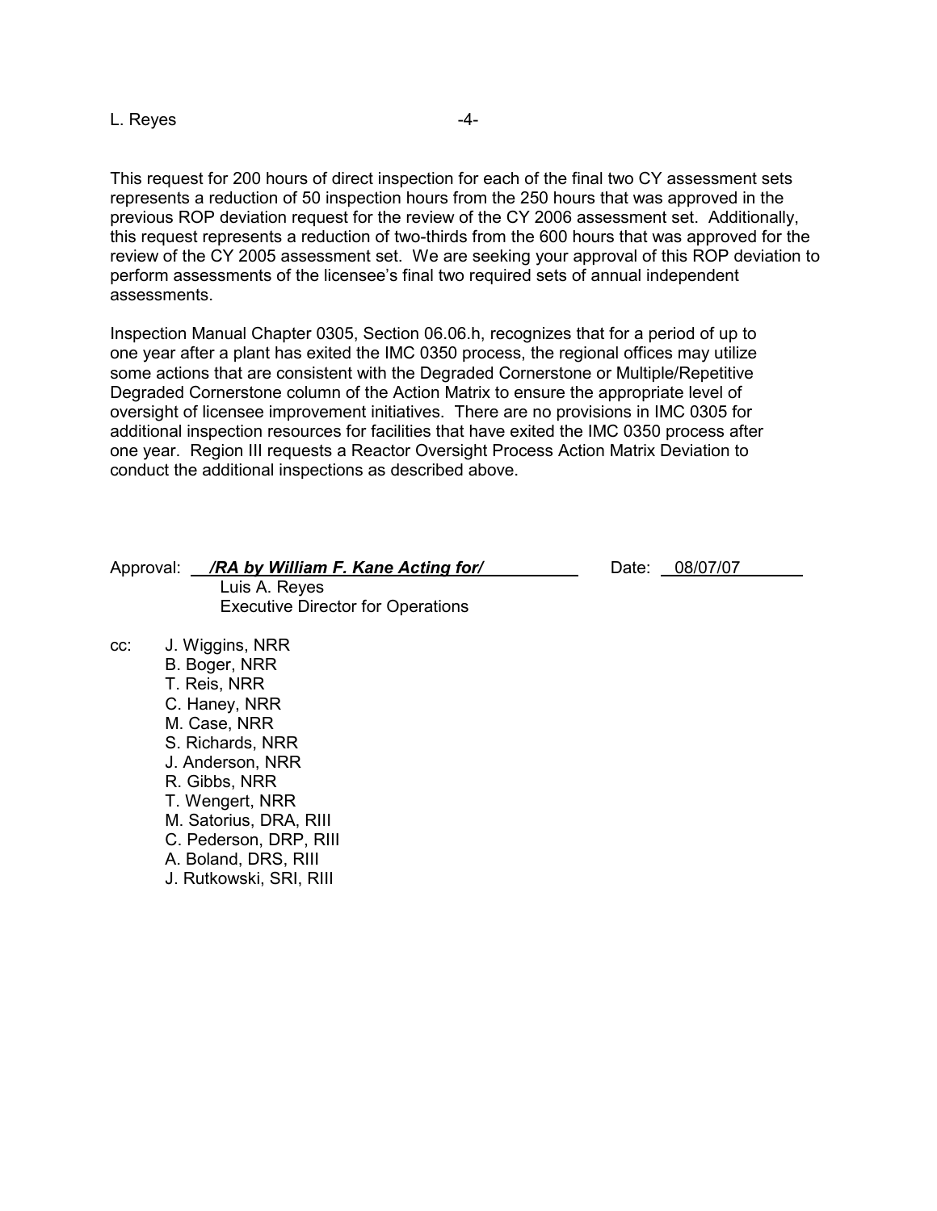This request for 200 hours of direct inspection for each of the final two CY assessment sets represents a reduction of 50 inspection hours from the 250 hours that was approved in the previous ROP deviation request for the review of the CY 2006 assessment set. Additionally, this request represents a reduction of two-thirds from the 600 hours that was approved for the review of the CY 2005 assessment set. We are seeking your approval of this ROP deviation to perform assessments of the licensee's final two required sets of annual independent assessments.

Inspection Manual Chapter 0305, Section 06.06.h, recognizes that for a period of up to one year after a plant has exited the IMC 0350 process, the regional offices may utilize some actions that are consistent with the Degraded Cornerstone or Multiple/Repetitive Degraded Cornerstone column of the Action Matrix to ensure the appropriate level of oversight of licensee improvement initiatives. There are no provisions in IMC 0305 for additional inspection resources for facilities that have exited the IMC 0350 process after one year. Region III requests a Reactor Oversight Process Action Matrix Deviation to conduct the additional inspections as described above.

Approval: ***/RA by William F. Kane Acting for/*** Date: 08/07/07
Luis A. Reyes
Executive Director for Operations

cc: J. Wiggins, NRR
B. Boger, NRR
T. Reis, NRR
C. Haney, NRR
M. Case, NRR
S. Richards, NRR
J. Anderson, NRR
R. Gibbs, NRR
T. Wengert, NRR
M. Satorius, DRA, RIII
C. Pederson, DRP, RIII
A. Boland, DRS, RIII
J. Rutkowski, SRI, RIII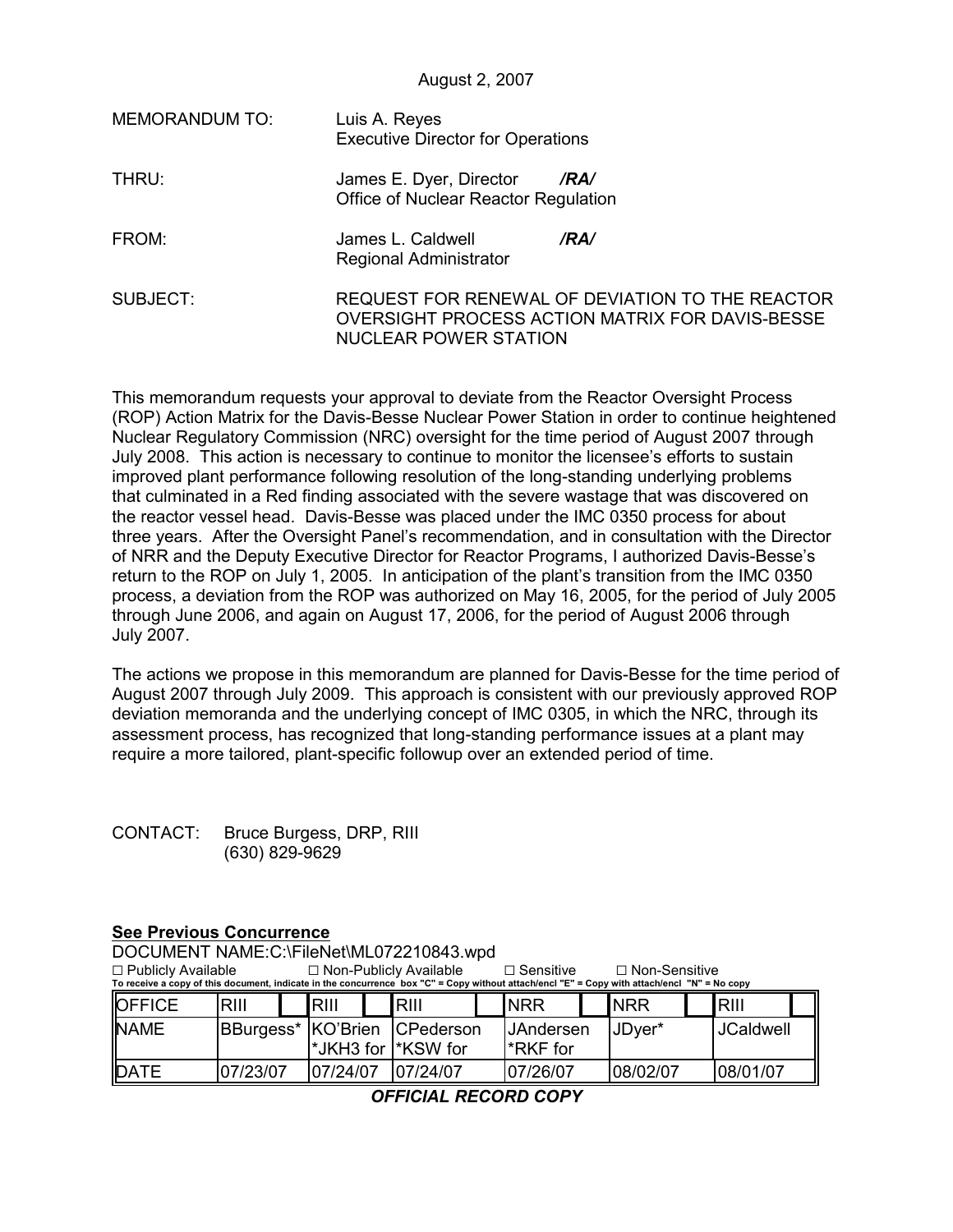August 2, 2007

MEMORANDUM TO: Luis A. Reyes
Executive Director for Operations

THRU: James E. Dyer, Director /RA/
Office of Nuclear Reactor Regulation

FROM: James L. Caldwell /RA/
Regional Administrator

SUBJECT: REQUEST FOR RENEWAL OF DEVIATION TO THE REACTOR OVERSIGHT PROCESS ACTION MATRIX FOR DAVIS-BESSE NUCLEAR POWER STATION

This memorandum requests your approval to deviate from the Reactor Oversight Process (ROP) Action Matrix for the Davis-Besse Nuclear Power Station in order to continue heightened Nuclear Regulatory Commission (NRC) oversight for the time period of August 2007 through July 2008. This action is necessary to continue to monitor the licensee's efforts to sustain improved plant performance following resolution of the long-standing underlying problems that culminated in a Red finding associated with the severe wastage that was discovered on the reactor vessel head. Davis-Besse was placed under the IMC 0350 process for about three years. After the Oversight Panel's recommendation, and in consultation with the Director of NRR and the Deputy Executive Director for Reactor Programs, I authorized Davis-Besse's return to the ROP on July 1, 2005. In anticipation of the plant's transition from the IMC 0350 process, a deviation from the ROP was authorized on May 16, 2005, for the period of July 2005 through June 2006, and again on August 17, 2006, for the period of August 2006 through July 2007.

The actions we propose in this memorandum are planned for Davis-Besse for the time period of August 2007 through July 2009. This approach is consistent with our previously approved ROP deviation memoranda and the underlying concept of IMC 0305, in which the NRC, through its assessment process, has recognized that long-standing performance issues at a plant may require a more tailored, plant-specific followup over an extended period of time.

CONTACT: Bruce Burgess, DRP, RIII
(630) 829-9629

**See Previous Concurrence**

DOCUMENT NAME:C:\FileNet\ML072210843.wpd

☐ Publicly Available ☐ Non-Publicly Available ☐ Sensitive ☐ Non-Sensitive

To receive a copy of this document, indicate in the concurrence box "C" = Copy without attach/encl "E" = Copy with attach/encl "N" = No copy

| OFFICE | RIII | | RIII | | RIII | | NRR | | NRR | | RIII | |
|---|---|---|---|---|---|---|---|---|---|---|---|---|
| NAME | BBurgess* | | KO'Brien *JKH3 for | | CPederson *KSW for | | JAndersen *RKF for | | JDyer* | | JCaldwell | |
| DATE | 07/23/07 | | 07/24/07 | | 07/24/07 | | 07/26/07 | | 08/02/07 | | 08/01/07 | |

***OFFICIAL RECORD COPY***